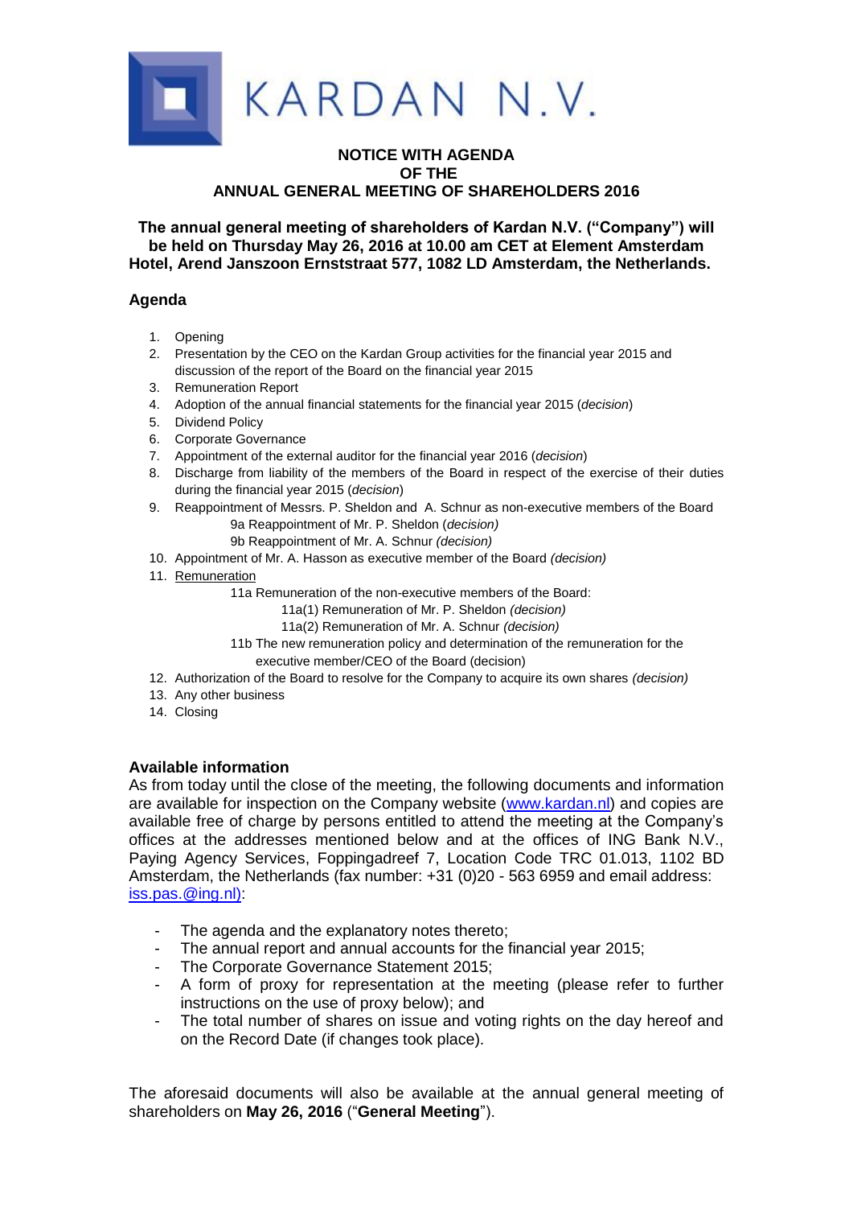# KARDAN N.V.

**NOTICE WITH AGENDA**
**OF THE**
**ANNUAL GENERAL MEETING OF SHAREHOLDERS 2016**

**The annual general meeting of shareholders of Kardan N.V. ("Company") will be held on Thursday May 26, 2016 at 10.00 am CET at Element Amsterdam Hotel, Arend Janszoon Ernststraat 577, 1082 LD Amsterdam, the Netherlands.**

## Agenda

1. Opening
2. Presentation by the CEO on the Kardan Group activities for the financial year 2015 and discussion of the report of the Board on the financial year 2015
3. Remuneration Report
4. Adoption of the annual financial statements for the financial year 2015 (*decision*)
5. Dividend Policy
6. Corporate Governance
7. Appointment of the external auditor for the financial year 2016 (*decision*)
8. Discharge from liability of the members of the Board in respect of the exercise of their duties during the financial year 2015 (*decision*)
9. Reappointment of Messrs. P. Sheldon and A. Schnur as non-executive members of the Board
   - 9a Reappointment of Mr. P. Sheldon (*decision)*
   - 9b Reappointment of Mr. A. Schnur *(decision)*
10. Appointment of Mr. A. Hasson as executive member of the Board *(decision)*
11. Remuneration
    - 11a Remuneration of the non-executive members of the Board:
      - 11a(1) Remuneration of Mr. P. Sheldon *(decision)*
      - 11a(2) Remuneration of Mr. A. Schnur *(decision)*
    - 11b The new remuneration policy and determination of the remuneration for the executive member/CEO of the Board (decision)
12. Authorization of the Board to resolve for the Company to acquire its own shares *(decision)*
13. Any other business
14. Closing

## Available information

As from today until the close of the meeting, the following documents and information are available for inspection on the Company website (www.kardan.nl) and copies are available free of charge by persons entitled to attend the meeting at the Company's offices at the addresses mentioned below and at the offices of ING Bank N.V., Paying Agency Services, Foppingadreef 7, Location Code TRC 01.013, 1102 BD Amsterdam, the Netherlands (fax number: +31 (0)20 - 563 6959 and email address: iss.pas.@ing.nl):

- The agenda and the explanatory notes thereto;
- The annual report and annual accounts for the financial year 2015;
- The Corporate Governance Statement 2015;
- A form of proxy for representation at the meeting (please refer to further instructions on the use of proxy below); and
- The total number of shares on issue and voting rights on the day hereof and on the Record Date (if changes took place).

The aforesaid documents will also be available at the annual general meeting of shareholders on **May 26, 2016** ("**General Meeting**").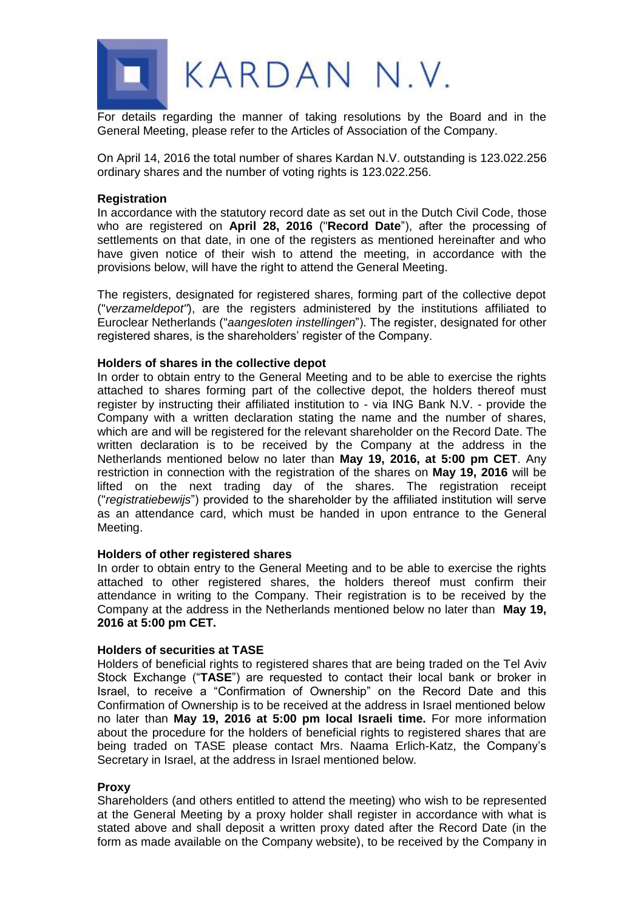For details regarding the manner of taking resolutions by the Board and in the General Meeting, please refer to the Articles of Association of the Company.

On April 14, 2016 the total number of shares Kardan N.V. outstanding is 123.022.256 ordinary shares and the number of voting rights is 123.022.256.

**Registration**

In accordance with the statutory record date as set out in the Dutch Civil Code, those who are registered on **April 28, 2016** ("**Record Date**"), after the processing of settlements on that date, in one of the registers as mentioned hereinafter and who have given notice of their wish to attend the meeting, in accordance with the provisions below, will have the right to attend the General Meeting.

The registers, designated for registered shares, forming part of the collective depot ("*verzameldepot*"), are the registers administered by the institutions affiliated to Euroclear Netherlands ("*aangesloten instellingen*"). The register, designated for other registered shares, is the shareholders' register of the Company.

**Holders of shares in the collective depot**

In order to obtain entry to the General Meeting and to be able to exercise the rights attached to shares forming part of the collective depot, the holders thereof must register by instructing their affiliated institution to - via ING Bank N.V. - provide the Company with a written declaration stating the name and the number of shares, which are and will be registered for the relevant shareholder on the Record Date. The written declaration is to be received by the Company at the address in the Netherlands mentioned below no later than **May 19, 2016, at 5:00 pm CET**. Any restriction in connection with the registration of the shares on **May 19, 2016** will be lifted on the next trading day of the shares. The registration receipt ("*registratiebewijs*") provided to the shareholder by the affiliated institution will serve as an attendance card, which must be handed in upon entrance to the General Meeting.

**Holders of other registered shares**

In order to obtain entry to the General Meeting and to be able to exercise the rights attached to other registered shares, the holders thereof must confirm their attendance in writing to the Company. Their registration is to be received by the Company at the address in the Netherlands mentioned below no later than **May 19, 2016 at 5:00 pm CET.**

**Holders of securities at TASE**

Holders of beneficial rights to registered shares that are being traded on the Tel Aviv Stock Exchange ("**TASE**") are requested to contact their local bank or broker in Israel, to receive a "Confirmation of Ownership" on the Record Date and this Confirmation of Ownership is to be received at the address in Israel mentioned below no later than **May 19, 2016 at 5:00 pm local Israeli time.** For more information about the procedure for the holders of beneficial rights to registered shares that are being traded on TASE please contact Mrs. Naama Erlich-Katz, the Company's Secretary in Israel, at the address in Israel mentioned below.

**Proxy**

Shareholders (and others entitled to attend the meeting) who wish to be represented at the General Meeting by a proxy holder shall register in accordance with what is stated above and shall deposit a written proxy dated after the Record Date (in the form as made available on the Company website), to be received by the Company in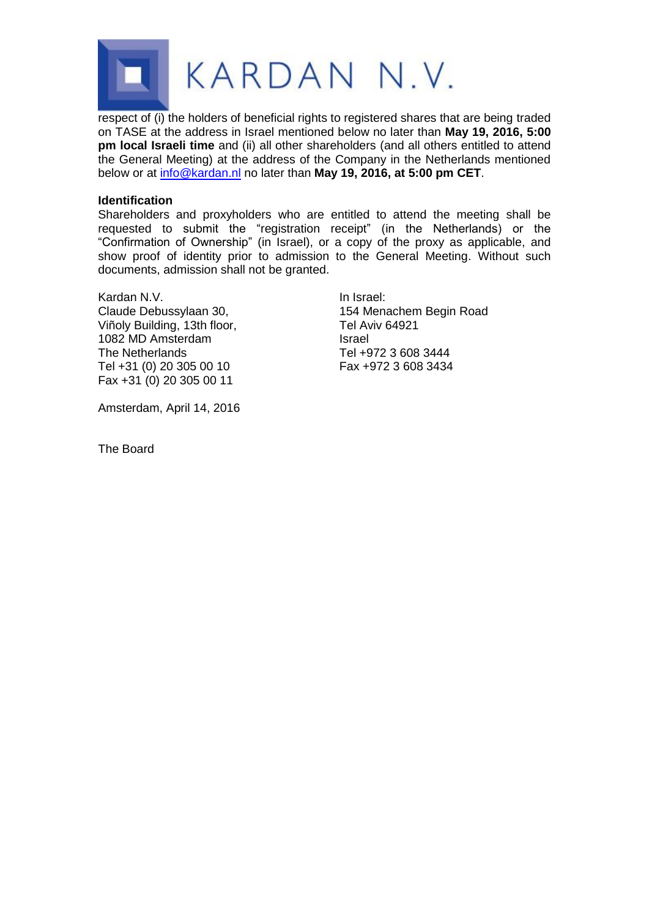respect of (i) the holders of beneficial rights to registered shares that are being traded on TASE at the address in Israel mentioned below no later than **May 19, 2016, 5:00 pm local Israeli time** and (ii) all other shareholders (and all others entitled to attend the General Meeting) at the address of the Company in the Netherlands mentioned below or at info@kardan.nl no later than **May 19, 2016, at 5:00 pm CET**.

**Identification**

Shareholders and proxyholders who are entitled to attend the meeting shall be requested to submit the "registration receipt" (in the Netherlands) or the "Confirmation of Ownership" (in Israel), or a copy of the proxy as applicable, and show proof of identity prior to admission to the General Meeting. Without such documents, admission shall not be granted.

Kardan N.V.
Claude Debussylaan 30,
Viñoly Building, 13th floor,
1082 MD Amsterdam
The Netherlands
Tel +31 (0) 20 305 00 10
Fax +31 (0) 20 305 00 11

In Israel:
154 Menachem Begin Road
Tel Aviv 64921
Israel
Tel +972 3 608 3444
Fax +972 3 608 3434

Amsterdam, April 14, 2016

The Board